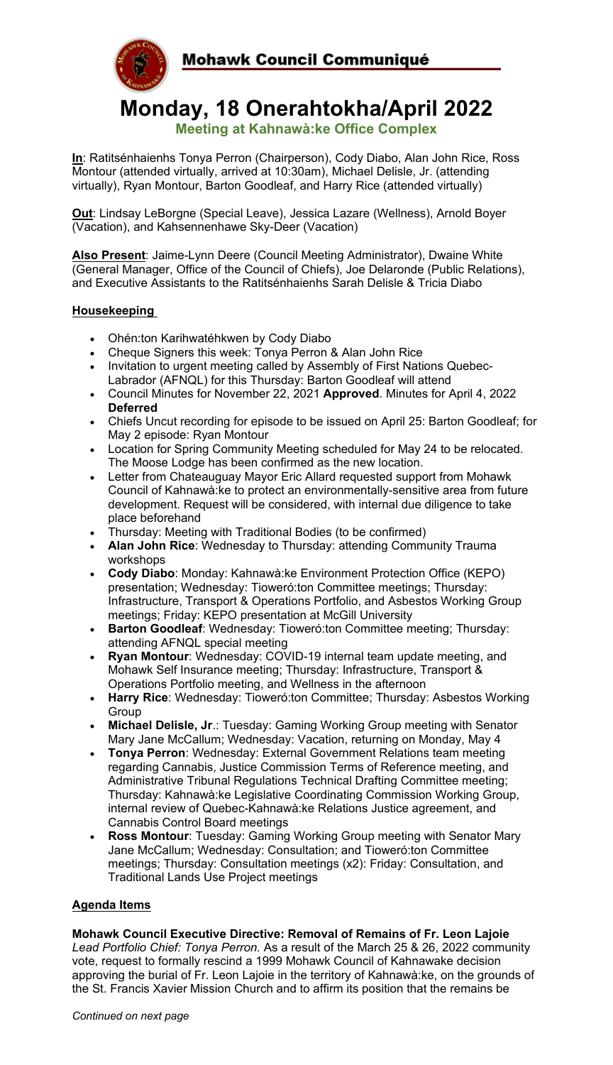# Mohawk Council Communiqué

## Monday, 18 Onerahtokha/April 2022

### Meeting at Kahnawà:ke Office Complex

**In**: Ratitsénhaienhs Tonya Perron (Chairperson), Cody Diabo, Alan John Rice, Ross Montour (attended virtually, arrived at 10:30am), Michael Delisle, Jr. (attending virtually), Ryan Montour, Barton Goodleaf, and Harry Rice (attended virtually)

**Out**: Lindsay LeBorgne (Special Leave), Jessica Lazare (Wellness), Arnold Boyer (Vacation), and Kahsennenhawe Sky-Deer (Vacation)

**Also Present**: Jaime-Lynn Deere (Council Meeting Administrator), Dwaine White (General Manager, Office of the Council of Chiefs), Joe Delaronde (Public Relations), and Executive Assistants to the Ratitsénhaienhs Sarah Delisle & Tricia Diabo

**Housekeeping**

- Ohén:ton Karihwatéhkwen by Cody Diabo
- Cheque Signers this week: Tonya Perron & Alan John Rice
- Invitation to urgent meeting called by Assembly of First Nations Quebec-Labrador (AFNQL) for this Thursday: Barton Goodleaf will attend
- Council Minutes for November 22, 2021 **Approved**. Minutes for April 4, 2022 **Deferred**
- Chiefs Uncut recording for episode to be issued on April 25: Barton Goodleaf; for May 2 episode: Ryan Montour
- Location for Spring Community Meeting scheduled for May 24 to be relocated. The Moose Lodge has been confirmed as the new location.
- Letter from Chateauguay Mayor Eric Allard requested support from Mohawk Council of Kahnawà:ke to protect an environmentally-sensitive area from future development. Request will be considered, with internal due diligence to take place beforehand
- Thursday: Meeting with Traditional Bodies (to be confirmed)
- **Alan John Rice**: Wednesday to Thursday: attending Community Trauma workshops
- **Cody Diabo**: Monday: Kahnawà:ke Environment Protection Office (KEPO) presentation; Wednesday: Tioweró:ton Committee meetings; Thursday: Infrastructure, Transport & Operations Portfolio, and Asbestos Working Group meetings; Friday: KEPO presentation at McGill University
- **Barton Goodleaf**: Wednesday: Tioweró:ton Committee meeting; Thursday: attending AFNQL special meeting
- **Ryan Montour**: Wednesday: COVID-19 internal team update meeting, and Mohawk Self Insurance meeting; Thursday: Infrastructure, Transport & Operations Portfolio meeting, and Wellness in the afternoon
- **Harry Rice**: Wednesday: Tioweró:ton Committee; Thursday: Asbestos Working Group
- **Michael Delisle, Jr**.: Tuesday: Gaming Working Group meeting with Senator Mary Jane McCallum; Wednesday: Vacation, returning on Monday, May 4
- **Tonya Perron**: Wednesday: External Government Relations team meeting regarding Cannabis, Justice Commission Terms of Reference meeting, and Administrative Tribunal Regulations Technical Drafting Committee meeting; Thursday: Kahnawà:ke Legislative Coordinating Commission Working Group, internal review of Quebec-Kahnawà:ke Relations Justice agreement, and Cannabis Control Board meetings
- **Ross Montour**: Tuesday: Gaming Working Group meeting with Senator Mary Jane McCallum; Wednesday: Consultation; and Tioweró:ton Committee meetings; Thursday: Consultation meetings (x2): Friday: Consultation, and Traditional Lands Use Project meetings

**Agenda Items**

**Mohawk Council Executive Directive: Removal of Remains of Fr. Leon Lajoie**
*Lead Portfolio Chief: Tonya Perron.* As a result of the March 25 & 26, 2022 community vote, request to formally rescind a 1999 Mohawk Council of Kahnawake decision approving the burial of Fr. Leon Lajoie in the territory of Kahnawà:ke, on the grounds of the St. Francis Xavier Mission Church and to affirm its position that the remains be

*Continued on next page*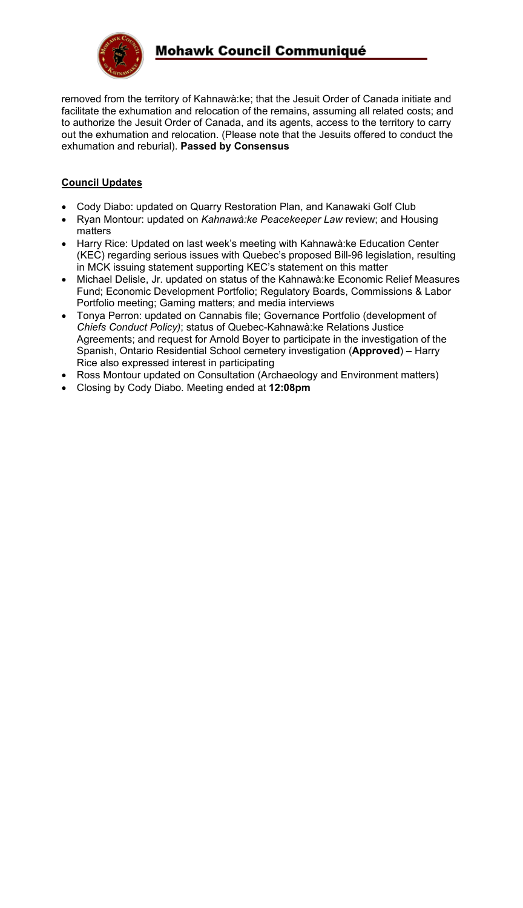removed from the territory of Kahnawà:ke; that the Jesuit Order of Canada initiate and facilitate the exhumation and relocation of the remains, assuming all related costs; and to authorize the Jesuit Order of Canada, and its agents, access to the territory to carry out the exhumation and relocation. (Please note that the Jesuits offered to conduct the exhumation and reburial). **Passed by Consensus**

**Council Updates**

- Cody Diabo: updated on Quarry Restoration Plan, and Kanawaki Golf Club
- Ryan Montour: updated on *Kahnawà:ke Peacekeeper Law* review; and Housing matters
- Harry Rice: Updated on last week's meeting with Kahnawà:ke Education Center (KEC) regarding serious issues with Quebec's proposed Bill-96 legislation, resulting in MCK issuing statement supporting KEC's statement on this matter
- Michael Delisle, Jr. updated on status of the Kahnawà:ke Economic Relief Measures Fund; Economic Development Portfolio; Regulatory Boards, Commissions & Labor Portfolio meeting; Gaming matters; and media interviews
- Tonya Perron: updated on Cannabis file; Governance Portfolio (development of *Chiefs Conduct Policy)*; status of Quebec-Kahnawà:ke Relations Justice Agreements; and request for Arnold Boyer to participate in the investigation of the Spanish, Ontario Residential School cemetery investigation (**Approved**) – Harry Rice also expressed interest in participating
- Ross Montour updated on Consultation (Archaeology and Environment matters)
- Closing by Cody Diabo. Meeting ended at **12:08pm**